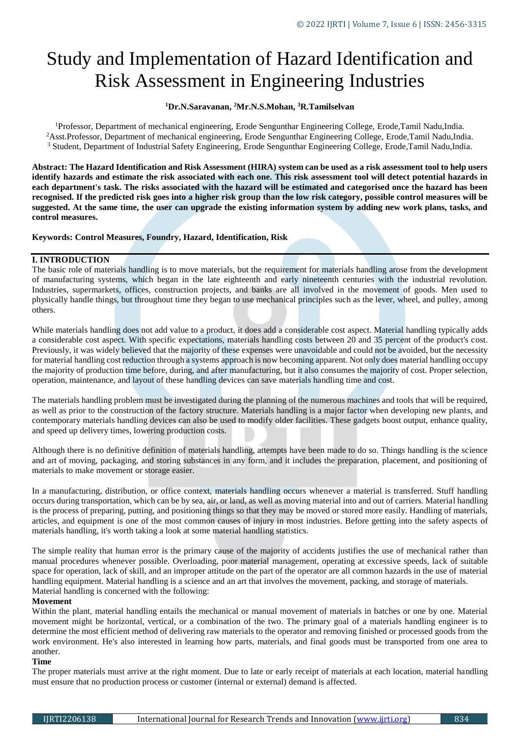# Study and Implementation of Hazard Identification and Risk Assessment in Engineering Industries

**[1]Dr.N.Saravanan, [2]Mr.N.S.Mohan, [3]R.Tamilselvan**

[1]Professor, Department of mechanical engineering, Erode Sengunthar Engineering College, Erode,Tamil Nadu,India.
[2]Asst.Professor, Department of mechanical engineering, Erode Sengunthar Engineering College, Erode,Tamil Nadu,India.
[3] Student, Department of Industrial Safety Engineering, Erode Sengunthar Engineering College, Erode,Tamil Nadu,India.

**Abstract: The Hazard Identification and Risk Assessment (HIRA) system can be used as a risk assessment tool to help users identify hazards and estimate the risk associated with each one. This risk assessment tool will detect potential hazards in each department's task. The risks associated with the hazard will be estimated and categorised once the hazard has been recognised. If the predicted risk goes into a higher risk group than the low risk category, possible control measures will be suggested. At the same time, the user can upgrade the existing information system by adding new work plans, tasks, and control measures.**

**Keywords: Control Measures, Foundry, Hazard, Identification, Risk**

## I. INTRODUCTION

The basic role of materials handling is to move materials, but the requirement for materials handling arose from the development of manufacturing systems, which began in the late eighteenth and early nineteenth centuries with the industrial revolution. Industries, supermarkets, offices, construction projects, and banks are all involved in the movement of goods. Men used to physically handle things, but throughout time they began to use mechanical principles such as the lever, wheel, and pulley, among others.

While materials handling does not add value to a product, it does add a considerable cost aspect. Material handling typically adds a considerable cost aspect. With specific expectations, materials handling costs between 20 and 35 percent of the product's cost. Previously, it was widely believed that the majority of these expenses were unavoidable and could not be avoided, but the necessity for material handling cost reduction through a systems approach is now becoming apparent. Not only does material handling occupy the majority of production time before, during, and after manufacturing, but it also consumes the majority of cost. Proper selection, operation, maintenance, and layout of these handling devices can save materials handling time and cost.

The materials handling problem must be investigated during the planning of the numerous machines and tools that will be required, as well as prior to the construction of the factory structure. Materials handling is a major factor when developing new plants, and contemporary materials handling devices can also be used to modify older facilities. These gadgets boost output, enhance quality, and speed up delivery times, lowering production costs.

Although there is no definitive definition of materials handling, attempts have been made to do so. Things handling is the science and art of moving, packaging, and storing substances in any form, and it includes the preparation, placement, and positioning of materials to make movement or storage easier.

In a manufacturing, distribution, or office context, materials handling occurs whenever a material is transferred. Stuff handling occurs during transportation, which can be by sea, air, or land, as well as moving material into and out of carriers. Material handling is the process of preparing, putting, and positioning things so that they may be moved or stored more easily. Handling of materials, articles, and equipment is one of the most common causes of injury in most industries. Before getting into the safety aspects of materials handling, it's worth taking a look at some material handling statistics.

The simple reality that human error is the primary cause of the majority of accidents justifies the use of mechanical rather than manual procedures whenever possible. Overloading, poor material management, operating at excessive speeds, lack of suitable space for operation, lack of skill, and an improper attitude on the part of the operator are all common hazards in the use of material handling equipment. Material handling is a science and an art that involves the movement, packing, and storage of materials.
Material handling is concerned with the following:

**Movement**

Within the plant, material handling entails the mechanical or manual movement of materials in batches or one by one. Material movement might be horizontal, vertical, or a combination of the two. The primary goal of a materials handling engineer is to determine the most efficient method of delivering raw materials to the operator and removing finished or processed goods from the work environment. He's also interested in learning how parts, materials, and final goods must be transported from one area to another.

**Time**

The proper materials must arrive at the right moment. Due to late or early receipt of materials at each location, material handling must ensure that no production process or customer (internal or external) demand is affected.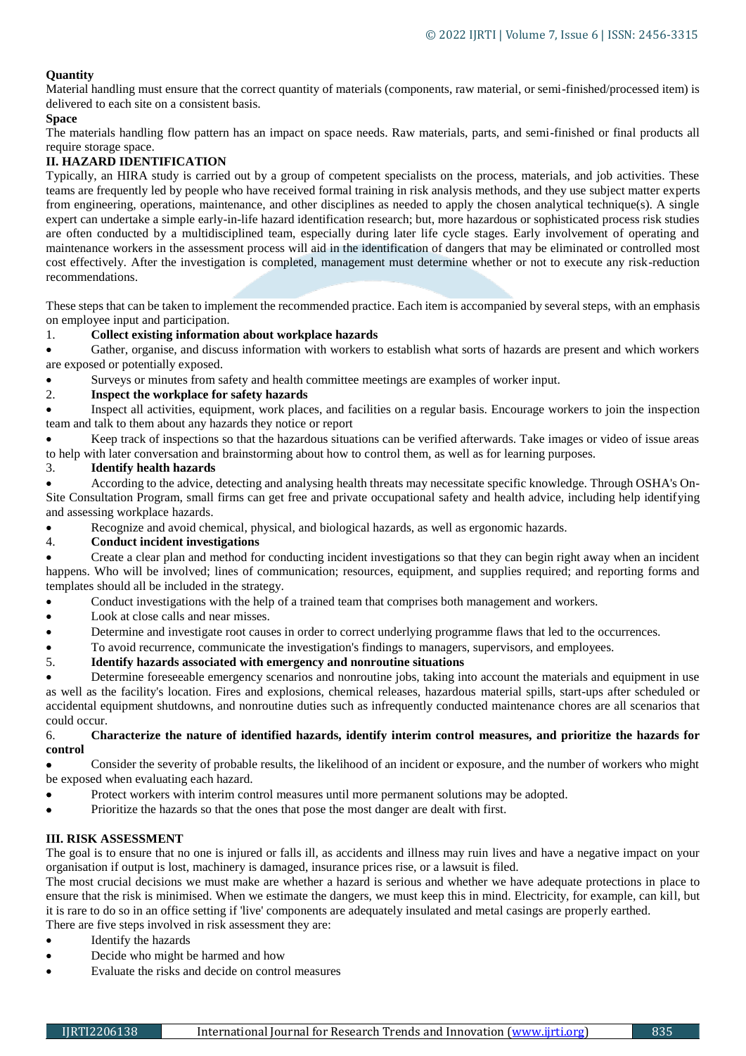**Quantity**

Material handling must ensure that the correct quantity of materials (components, raw material, or semi-finished/processed item) is delivered to each site on a consistent basis.

**Space**

The materials handling flow pattern has an impact on space needs. Raw materials, parts, and semi-finished or final products all require storage space.

## II. HAZARD IDENTIFICATION

Typically, an HIRA study is carried out by a group of competent specialists on the process, materials, and job activities. These teams are frequently led by people who have received formal training in risk analysis methods, and they use subject matter experts from engineering, operations, maintenance, and other disciplines as needed to apply the chosen analytical technique(s). A single expert can undertake a simple early-in-life hazard identification research; but, more hazardous or sophisticated process risk studies are often conducted by a multidisciplined team, especially during later life cycle stages. Early involvement of operating and maintenance workers in the assessment process will aid in the identification of dangers that may be eliminated or controlled most cost effectively. After the investigation is completed, management must determine whether or not to execute any risk-reduction recommendations.

These steps that can be taken to implement the recommended practice. Each item is accompanied by several steps, with an emphasis on employee input and participation.

1. **Collect existing information about workplace hazards**

- Gather, organise, and discuss information with workers to establish what sorts of hazards are present and which workers are exposed or potentially exposed.
- Surveys or minutes from safety and health committee meetings are examples of worker input.

2. **Inspect the workplace for safety hazards**

- Inspect all activities, equipment, work places, and facilities on a regular basis. Encourage workers to join the inspection team and talk to them about any hazards they notice or report
- Keep track of inspections so that the hazardous situations can be verified afterwards. Take images or video of issue areas to help with later conversation and brainstorming about how to control them, as well as for learning purposes.

3. **Identify health hazards**

- According to the advice, detecting and analysing health threats may necessitate specific knowledge. Through OSHA's On-Site Consultation Program, small firms can get free and private occupational safety and health advice, including help identifying and assessing workplace hazards.
- Recognize and avoid chemical, physical, and biological hazards, as well as ergonomic hazards.

4. **Conduct incident investigations**

- Create a clear plan and method for conducting incident investigations so that they can begin right away when an incident happens. Who will be involved; lines of communication; resources, equipment, and supplies required; and reporting forms and templates should all be included in the strategy.
- Conduct investigations with the help of a trained team that comprises both management and workers.
- Look at close calls and near misses.
- Determine and investigate root causes in order to correct underlying programme flaws that led to the occurrences.
- To avoid recurrence, communicate the investigation's findings to managers, supervisors, and employees.

5. **Identify hazards associated with emergency and nonroutine situations**

- Determine foreseeable emergency scenarios and nonroutine jobs, taking into account the materials and equipment in use as well as the facility's location. Fires and explosions, chemical releases, hazardous material spills, start-ups after scheduled or accidental equipment shutdowns, and nonroutine duties such as infrequently conducted maintenance chores are all scenarios that could occur.

6. **Characterize the nature of identified hazards, identify interim control measures, and prioritize the hazards for control**

- Consider the severity of probable results, the likelihood of an incident or exposure, and the number of workers who might be exposed when evaluating each hazard.
- Protect workers with interim control measures until more permanent solutions may be adopted.
- Prioritize the hazards so that the ones that pose the most danger are dealt with first.

## III. RISK ASSESSMENT

The goal is to ensure that no one is injured or falls ill, as accidents and illness may ruin lives and have a negative impact on your organisation if output is lost, machinery is damaged, insurance prices rise, or a lawsuit is filed.

The most crucial decisions we must make are whether a hazard is serious and whether we have adequate protections in place to ensure that the risk is minimised. When we estimate the dangers, we must keep this in mind. Electricity, for example, can kill, but it is rare to do so in an office setting if 'live' components are adequately insulated and metal casings are properly earthed.

There are five steps involved in risk assessment they are:

- Identify the hazards
- Decide who might be harmed and how
- Evaluate the risks and decide on control measures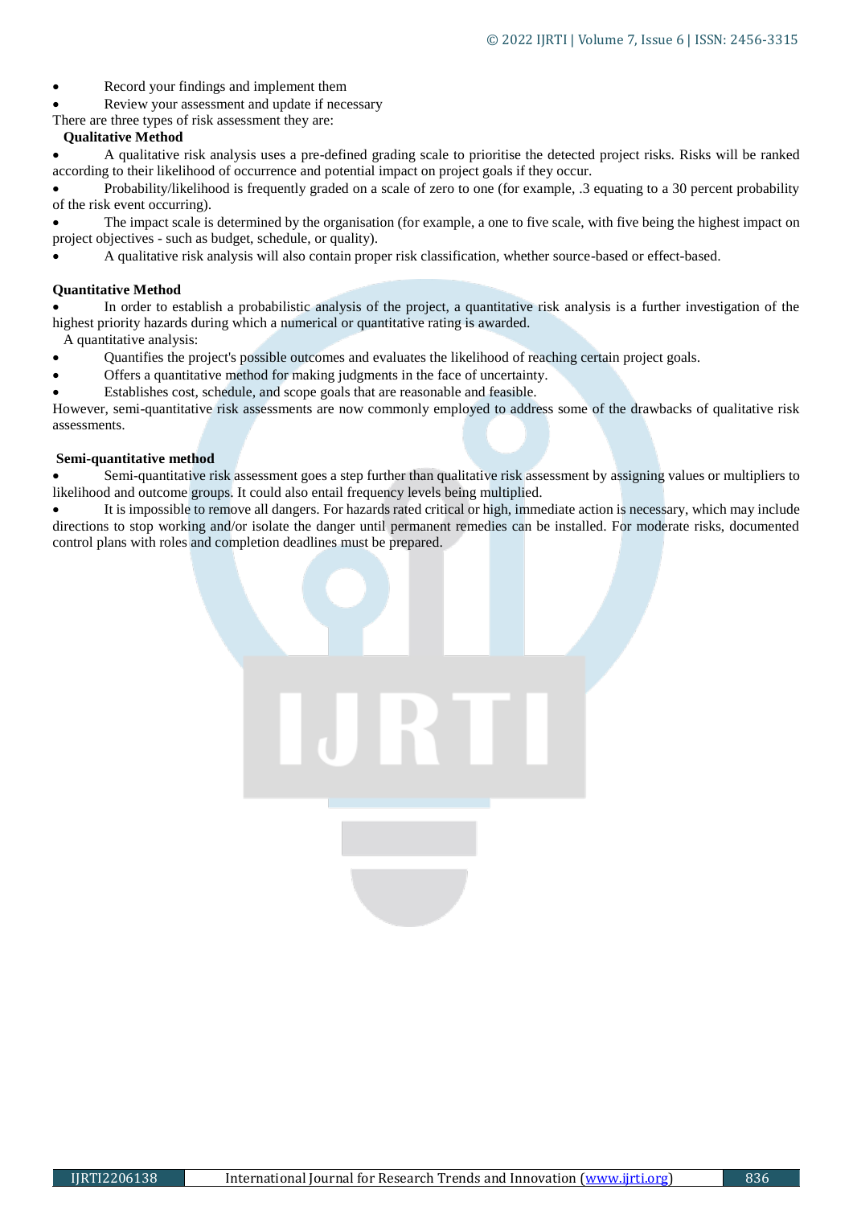- Record your findings and implement them
- Review your assessment and update if necessary

There are three types of risk assessment they are:

**Qualitative Method**

- A qualitative risk analysis uses a pre-defined grading scale to prioritise the detected project risks. Risks will be ranked according to their likelihood of occurrence and potential impact on project goals if they occur.
- Probability/likelihood is frequently graded on a scale of zero to one (for example, .3 equating to a 30 percent probability of the risk event occurring).
- The impact scale is determined by the organisation (for example, a one to five scale, with five being the highest impact on project objectives - such as budget, schedule, or quality).
- A qualitative risk analysis will also contain proper risk classification, whether source-based or effect-based.

**Quantitative Method**

- In order to establish a probabilistic analysis of the project, a quantitative risk analysis is a further investigation of the highest priority hazards during which a numerical or quantitative rating is awarded.

A quantitative analysis:

- Quantifies the project's possible outcomes and evaluates the likelihood of reaching certain project goals.
- Offers a quantitative method for making judgments in the face of uncertainty.
- Establishes cost, schedule, and scope goals that are reasonable and feasible.

However, semi-quantitative risk assessments are now commonly employed to address some of the drawbacks of qualitative risk assessments.

**Semi-quantitative method**

- Semi-quantitative risk assessment goes a step further than qualitative risk assessment by assigning values or multipliers to likelihood and outcome groups. It could also entail frequency levels being multiplied.
- It is impossible to remove all dangers. For hazards rated critical or high, immediate action is necessary, which may include directions to stop working and/or isolate the danger until permanent remedies can be installed. For moderate risks, documented control plans with roles and completion deadlines must be prepared.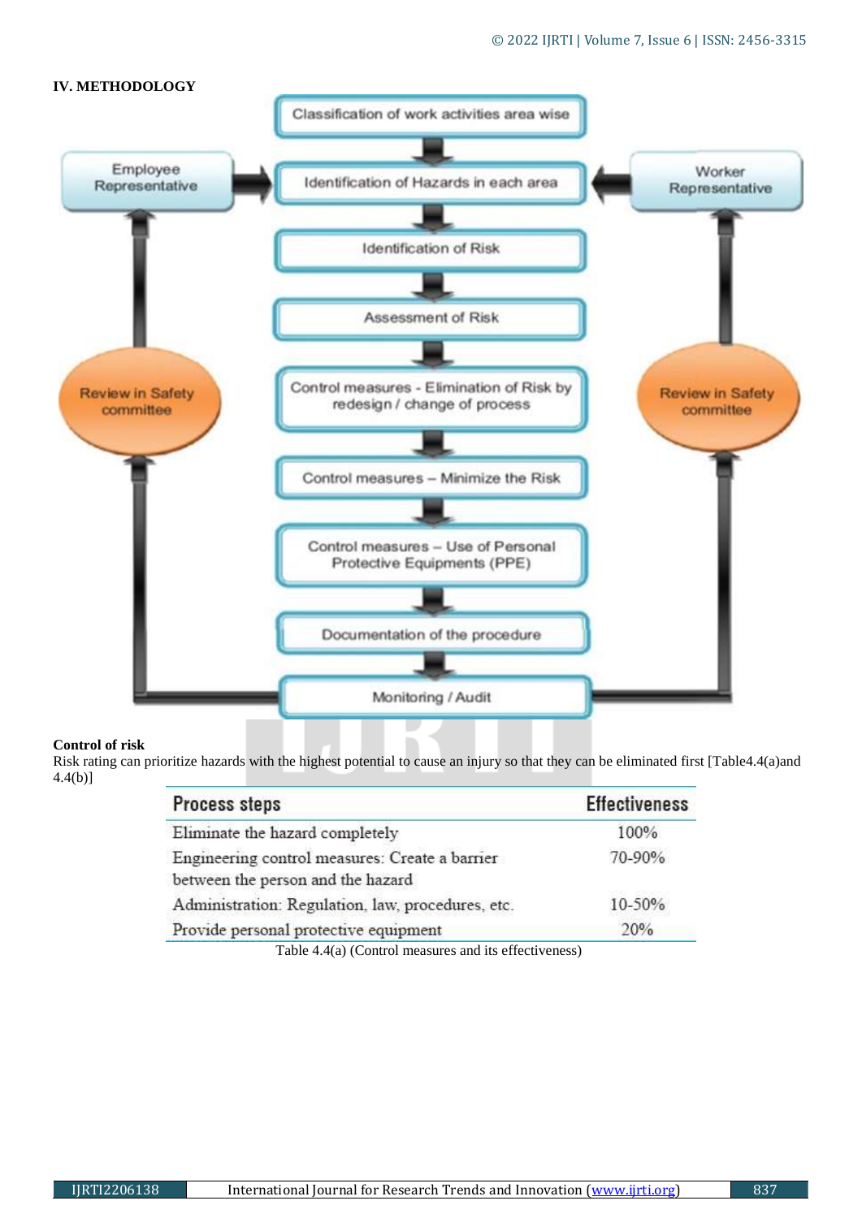## IV. METHODOLOGY

Classification of work activities area wise

Identification of Hazards in each area

Employee Representative

Worker Representative

Identification of Risk

Assessment of Risk

Review in Safety committee

Review in Safety committee

Control measures - Elimination of Risk by redesign / change of process

Control measures – Minimize the Risk

Control measures – Use of Personal Protective Equipments (PPE)

Documentation of the procedure

Monitoring / Audit

**Control of risk**

Risk rating can prioritize hazards with the highest potential to cause an injury so that they can be eliminated first [Table4.4(a)and 4.4(b)]

| Process steps | Effectiveness |
|---|---|
| Eliminate the hazard completely | 100% |
| Engineering control measures: Create a barrier between the person and the hazard | 70-90% |
| Administration: Regulation, law, procedures, etc. | 10-50% |
| Provide personal protective equipment | 20% |

Table 4.4(a) (Control measures and its effectiveness)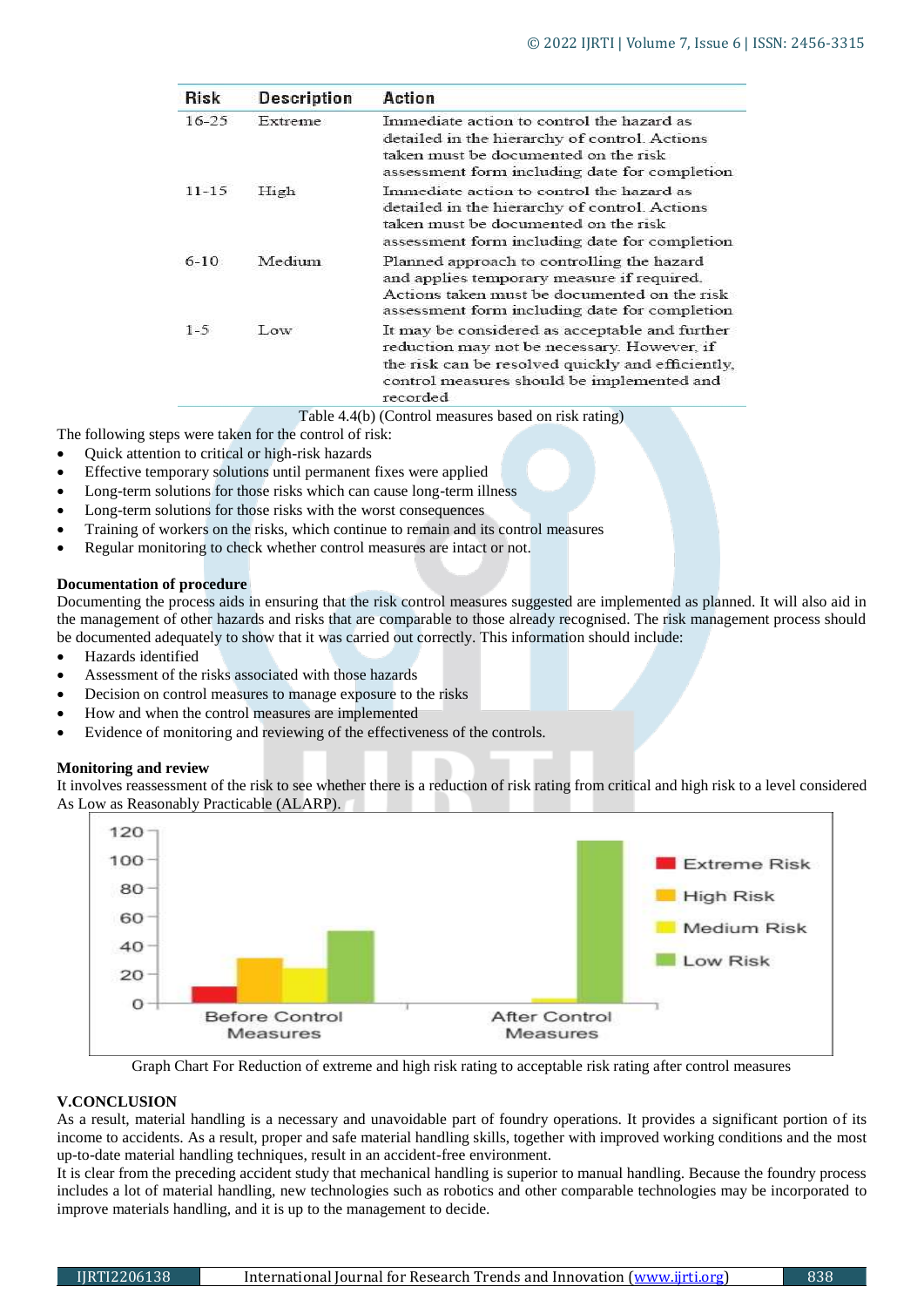| Risk | Description | Action |
|---|---|---|
| 16-25 | Extreme | Immediate action to control the hazard as detailed in the hierarchy of control. Actions taken must be documented on the risk assessment form including date for completion |
| 11-15 | High | Immediate action to control the hazard as detailed in the hierarchy of control. Actions taken must be documented on the risk assessment form including date for completion |
| 6-10 | Medium | Planned approach to controlling the hazard and applies temporary measure if required. Actions taken must be documented on the risk assessment form including date for completion |
| 1-5 | Low | It may be considered as acceptable and further reduction may not be necessary. However, if the risk can be resolved quickly and efficiently, control measures should be implemented and recorded |

Table 4.4(b) (Control measures based on risk rating)

The following steps were taken for the control of risk:

- Quick attention to critical or high-risk hazards
- Effective temporary solutions until permanent fixes were applied
- Long-term solutions for those risks which can cause long-term illness
- Long-term solutions for those risks with the worst consequences
- Training of workers on the risks, which continue to remain and its control measures
- Regular monitoring to check whether control measures are intact or not.

**Documentation of procedure**

Documenting the process aids in ensuring that the risk control measures suggested are implemented as planned. It will also aid in the management of other hazards and risks that are comparable to those already recognised. The risk management process should be documented adequately to show that it was carried out correctly. This information should include:

- Hazards identified
- Assessment of the risks associated with those hazards
- Decision on control measures to manage exposure to the risks
- How and when the control measures are implemented
- Evidence of monitoring and reviewing of the effectiveness of the controls.

**Monitoring and review**

It involves reassessment of the risk to see whether there is a reduction of risk rating from critical and high risk to a level considered As Low as Reasonably Practicable (ALARP).

Graph Chart For Reduction of extreme and high risk rating to acceptable risk rating after control measures

## V.CONCLUSION

As a result, material handling is a necessary and unavoidable part of foundry operations. It provides a significant portion of its income to accidents. As a result, proper and safe material handling skills, together with improved working conditions and the most up-to-date material handling techniques, result in an accident-free environment.

It is clear from the preceding accident study that mechanical handling is superior to manual handling. Because the foundry process includes a lot of material handling, new technologies such as robotics and other comparable technologies may be incorporated to improve materials handling, and it is up to the management to decide.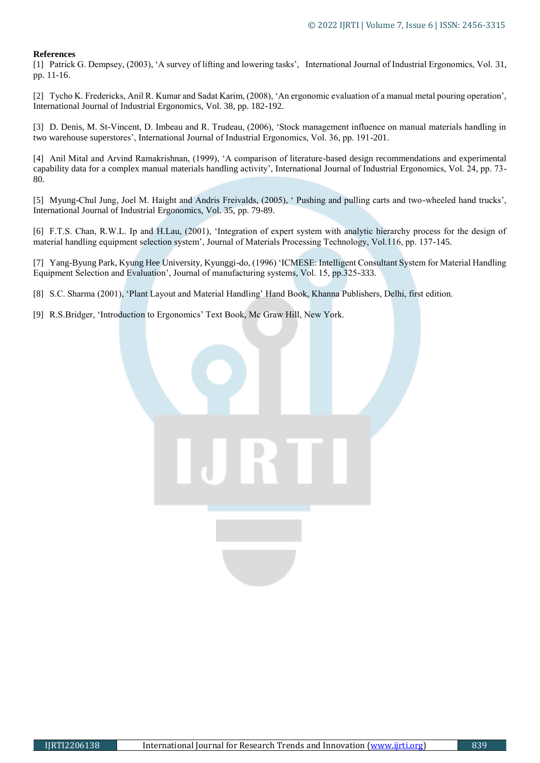**References**

[1] Patrick G. Dempsey, (2003), 'A survey of lifting and lowering tasks', International Journal of Industrial Ergonomics, Vol. 31, pp. 11-16.

[2] Tycho K. Fredericks, Anil R. Kumar and Sadat Karim, (2008), 'An ergonomic evaluation of a manual metal pouring operation', International Journal of Industrial Ergonomics, Vol. 38, pp. 182-192.

[3] D. Denis, M. St-Vincent, D. Imbeau and R. Trudeau, (2006), 'Stock management influence on manual materials handling in two warehouse superstores', International Journal of Industrial Ergonomics, Vol. 36, pp. 191-201.

[4] Anil Mital and Arvind Ramakrishnan, (1999), 'A comparison of literature-based design recommendations and experimental capability data for a complex manual materials handling activity', International Journal of Industrial Ergonomics, Vol. 24, pp. 73-80.

[5] Myung-Chul Jung, Joel M. Haight and Andris Freivalds, (2005), ' Pushing and pulling carts and two-wheeled hand trucks', International Journal of Industrial Ergonomics, Vol. 35, pp. 79-89.

[6] F.T.S. Chan, R.W.L. Ip and H.Lau, (2001), 'Integration of expert system with analytic hierarchy process for the design of material handling equipment selection system', Journal of Materials Processing Technology, Vol.116, pp. 137-145.

[7] Yang-Byung Park, Kyung Hee University, Kyunggi-do, (1996) 'ICMESE: Intelligent Consultant System for Material Handling Equipment Selection and Evaluation', Journal of manufacturing systems, Vol. 15, pp.325-333.

[8] S.C. Sharma (2001), 'Plant Layout and Material Handling' Hand Book, Khanna Publishers, Delhi, first edition.

[9] R.S.Bridger, 'Introduction to Ergonomics' Text Book, Mc Graw Hill, New York.